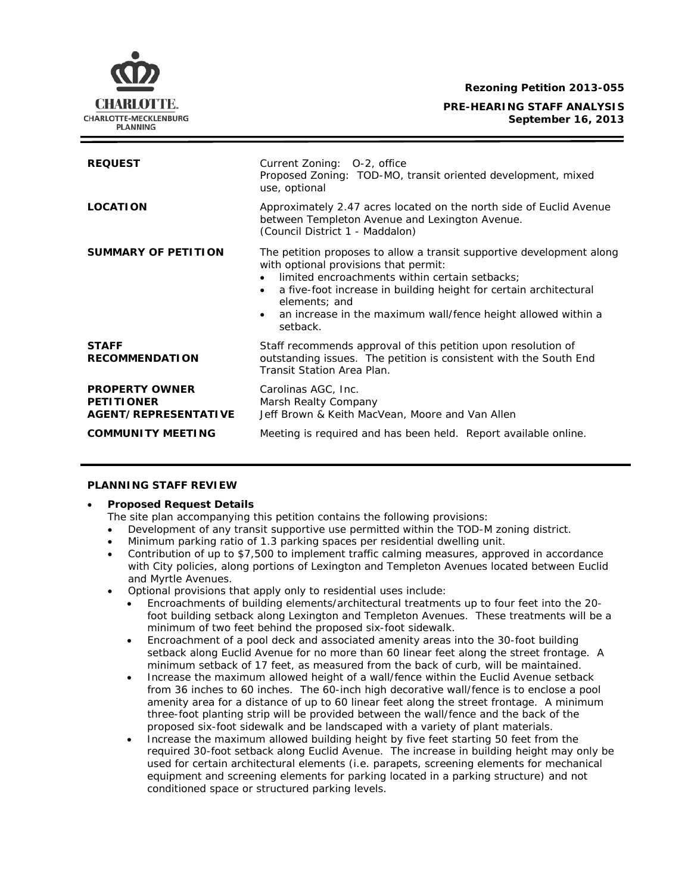CHARLOTTE.
CHARLOTTE-MECKLENBURG
PLANNING

**Rezoning Petition 2013-055**

**PRE-HEARING STAFF ANALYSIS**
**September 16, 2013**

| | |
|---|---|
| **REQUEST** | Current Zoning: O-2, office<br>Proposed Zoning: TOD-MO, transit oriented development, mixed use, optional |
| **LOCATION** | Approximately 2.47 acres located on the north side of Euclid Avenue between Templeton Avenue and Lexington Avenue.<br>(Council District 1 - Maddalon) |
| **SUMMARY OF PETITION** | The petition proposes to allow a transit supportive development along with optional provisions that permit:<br>• limited encroachments within certain setbacks;<br>• a five-foot increase in building height for certain architectural elements; and<br>• an increase in the maximum wall/fence height allowed within a setback. |
| **STAFF RECOMMENDATION** | Staff recommends approval of this petition upon resolution of outstanding issues. The petition is consistent with the South End Transit Station Area Plan. |
| **PROPERTY OWNER**<br>**PETITIONER**<br>**AGENT/REPRESENTATIVE** | Carolinas AGC, Inc.<br>Marsh Realty Company<br>Jeff Brown & Keith MacVean, Moore and Van Allen |
| **COMMUNITY MEETING** | Meeting is required and has been held. Report available online. |

## PLANNING STAFF REVIEW

- ***Proposed Request Details***
  The site plan accompanying this petition contains the following provisions:
  - Development of any transit supportive use permitted within the TOD-M zoning district.
  - Minimum parking ratio of 1.3 parking spaces per residential dwelling unit.
  - Contribution of up to $7,500 to implement traffic calming measures, approved in accordance with City policies, along portions of Lexington and Templeton Avenues located between Euclid and Myrtle Avenues.
  - Optional provisions that apply only to residential uses include:
    - Encroachments of building elements/architectural treatments up to four feet into the 20-foot building setback along Lexington and Templeton Avenues. These treatments will be a minimum of two feet behind the proposed six-foot sidewalk.
    - Encroachment of a pool deck and associated amenity areas into the 30-foot building setback along Euclid Avenue for no more than 60 linear feet along the street frontage. A minimum setback of 17 feet, as measured from the back of curb, will be maintained.
    - Increase the maximum allowed height of a wall/fence within the Euclid Avenue setback from 36 inches to 60 inches. The 60-inch high decorative wall/fence is to enclose a pool amenity area for a distance of up to 60 linear feet along the street frontage. A minimum three-foot planting strip will be provided between the wall/fence and the back of the proposed six-foot sidewalk and be landscaped with a variety of plant materials.
    - Increase the maximum allowed building height by five feet starting 50 feet from the required 30-foot setback along Euclid Avenue. The increase in building height may only be used for certain architectural elements (i.e. parapets, screening elements for mechanical equipment and screening elements for parking located in a parking structure) and not conditioned space or structured parking levels.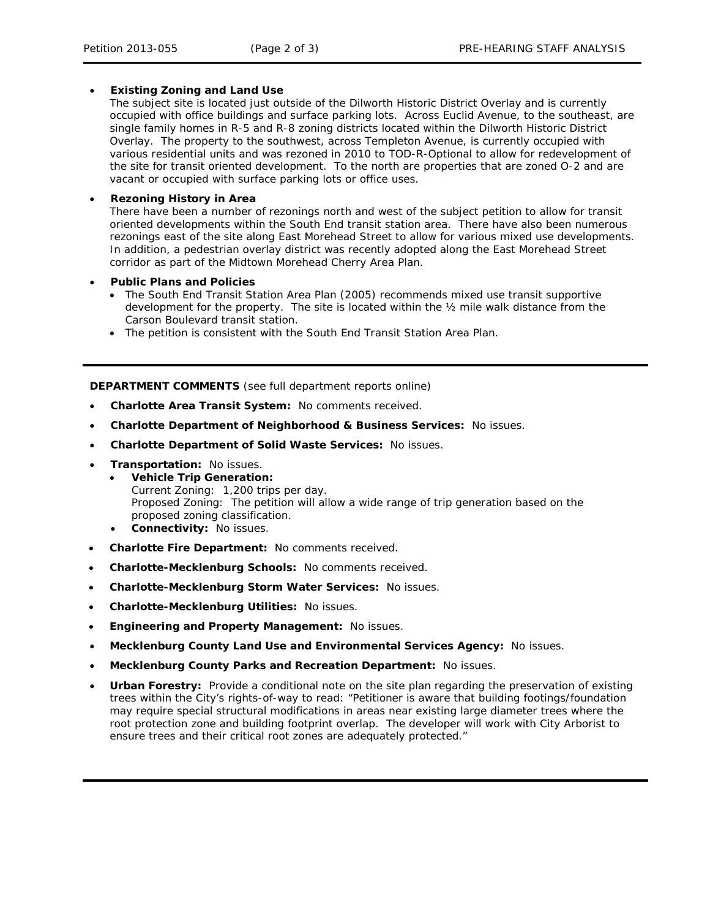- **Existing Zoning and Land Use**
  The subject site is located just outside of the Dilworth Historic District Overlay and is currently occupied with office buildings and surface parking lots. Across Euclid Avenue, to the southeast, are single family homes in R-5 and R-8 zoning districts located within the Dilworth Historic District Overlay. The property to the southwest, across Templeton Avenue, is currently occupied with various residential units and was rezoned in 2010 to TOD-R-Optional to allow for redevelopment of the site for transit oriented development. To the north are properties that are zoned O-2 and are vacant or occupied with surface parking lots or office uses.

- **Rezoning History in Area**
  There have been a number of rezonings north and west of the subject petition to allow for transit oriented developments within the South End transit station area. There have also been numerous rezonings east of the site along East Morehead Street to allow for various mixed use developments. In addition, a pedestrian overlay district was recently adopted along the East Morehead Street corridor as part of the Midtown Morehead Cherry Area Plan.

- **Public Plans and Policies**
  - The South End Transit Station Area Plan (2005) recommends mixed use transit supportive development for the property. The site is located within the ½ mile walk distance from the Carson Boulevard transit station.
  - The petition is consistent with the South End Transit Station Area Plan.

---

**DEPARTMENT COMMENTS** (see full department reports online)

- **Charlotte Area Transit System:** No comments received.
- **Charlotte Department of Neighborhood & Business Services:** No issues.
- **Charlotte Department of Solid Waste Services:** No issues.
- **Transportation:** No issues.
  - **Vehicle Trip Generation:**
    Current Zoning: 1,200 trips per day.
    Proposed Zoning: The petition will allow a wide range of trip generation based on the proposed zoning classification.
  - **Connectivity:** No issues.
- **Charlotte Fire Department:** No comments received.
- **Charlotte-Mecklenburg Schools:** No comments received.
- **Charlotte-Mecklenburg Storm Water Services:** No issues.
- **Charlotte-Mecklenburg Utilities:** No issues.
- **Engineering and Property Management:** No issues.
- **Mecklenburg County Land Use and Environmental Services Agency:** No issues.
- **Mecklenburg County Parks and Recreation Department:** No issues.
- **Urban Forestry:** Provide a conditional note on the site plan regarding the preservation of existing trees within the City's rights-of-way to read: "Petitioner is aware that building footings/foundation may require special structural modifications in areas near existing large diameter trees where the root protection zone and building footprint overlap. The developer will work with City Arborist to ensure trees and their critical root zones are adequately protected."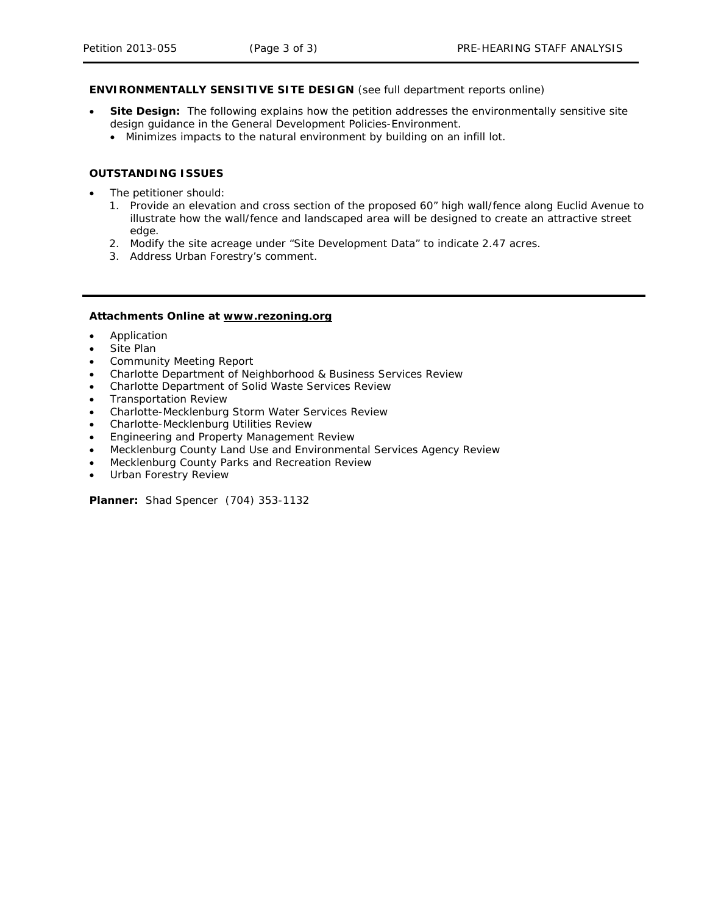**ENVIRONMENTALLY SENSITIVE SITE DESIGN** (see full department reports online)

- **Site Design:** The following explains how the petition addresses the environmentally sensitive site design guidance in the General Development Policies-Environment.
  - Minimizes impacts to the natural environment by building on an infill lot.

**OUTSTANDING ISSUES**

- The petitioner should:
  1. Provide an elevation and cross section of the proposed 60" high wall/fence along Euclid Avenue to illustrate how the wall/fence and landscaped area will be designed to create an attractive street edge.
  2. Modify the site acreage under "Site Development Data" to indicate 2.47 acres.
  3. Address Urban Forestry's comment.

---

**Attachments Online at www.rezoning.org**

- Application
- Site Plan
- Community Meeting Report
- Charlotte Department of Neighborhood & Business Services Review
- Charlotte Department of Solid Waste Services Review
- Transportation Review
- Charlotte-Mecklenburg Storm Water Services Review
- Charlotte-Mecklenburg Utilities Review
- Engineering and Property Management Review
- Mecklenburg County Land Use and Environmental Services Agency Review
- Mecklenburg County Parks and Recreation Review
- Urban Forestry Review

**Planner:** Shad Spencer (704) 353-1132